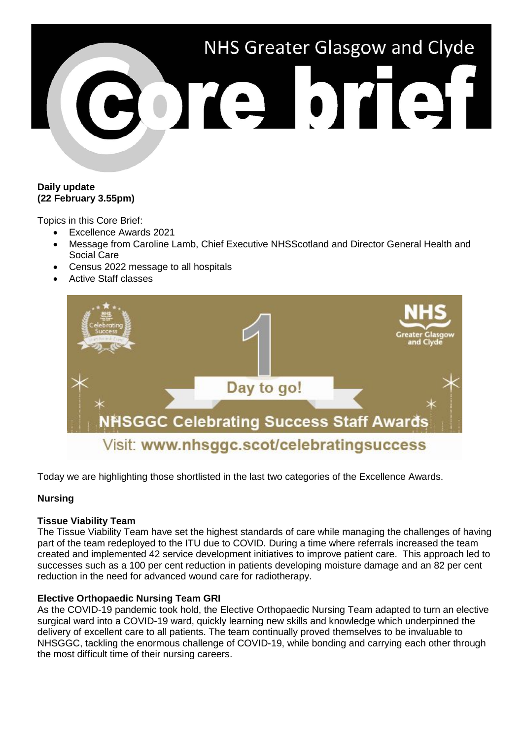# NHS Greater Glasgow and Clyde Core brief

**Daily update**
**(22 February 3.55pm)**

Topics in this Core Brief:

- Excellence Awards 2021
- Message from Caroline Lamb, Chief Executive NHSScotland and Director General Health and Social Care
- Census 2022 message to all hospitals
- Active Staff classes

1 Day to go!

NHSGGC Celebrating Success Staff Awards

Visit: www.nhsggc.scot/celebratingsuccess

Today we are highlighting those shortlisted in the last two categories of the Excellence Awards.

**Nursing**

**Tissue Viability Team**
The Tissue Viability Team have set the highest standards of care while managing the challenges of having part of the team redeployed to the ITU due to COVID. During a time where referrals increased the team created and implemented 42 service development initiatives to improve patient care. This approach led to successes such as a 100 per cent reduction in patients developing moisture damage and an 82 per cent reduction in the need for advanced wound care for radiotherapy.

**Elective Orthopaedic Nursing Team GRI**
As the COVID-19 pandemic took hold, the Elective Orthopaedic Nursing Team adapted to turn an elective surgical ward into a COVID-19 ward, quickly learning new skills and knowledge which underpinned the delivery of excellent care to all patients. The team continually proved themselves to be invaluable to NHSGGC, tackling the enormous challenge of COVID-19, while bonding and carrying each other through the most difficult time of their nursing careers.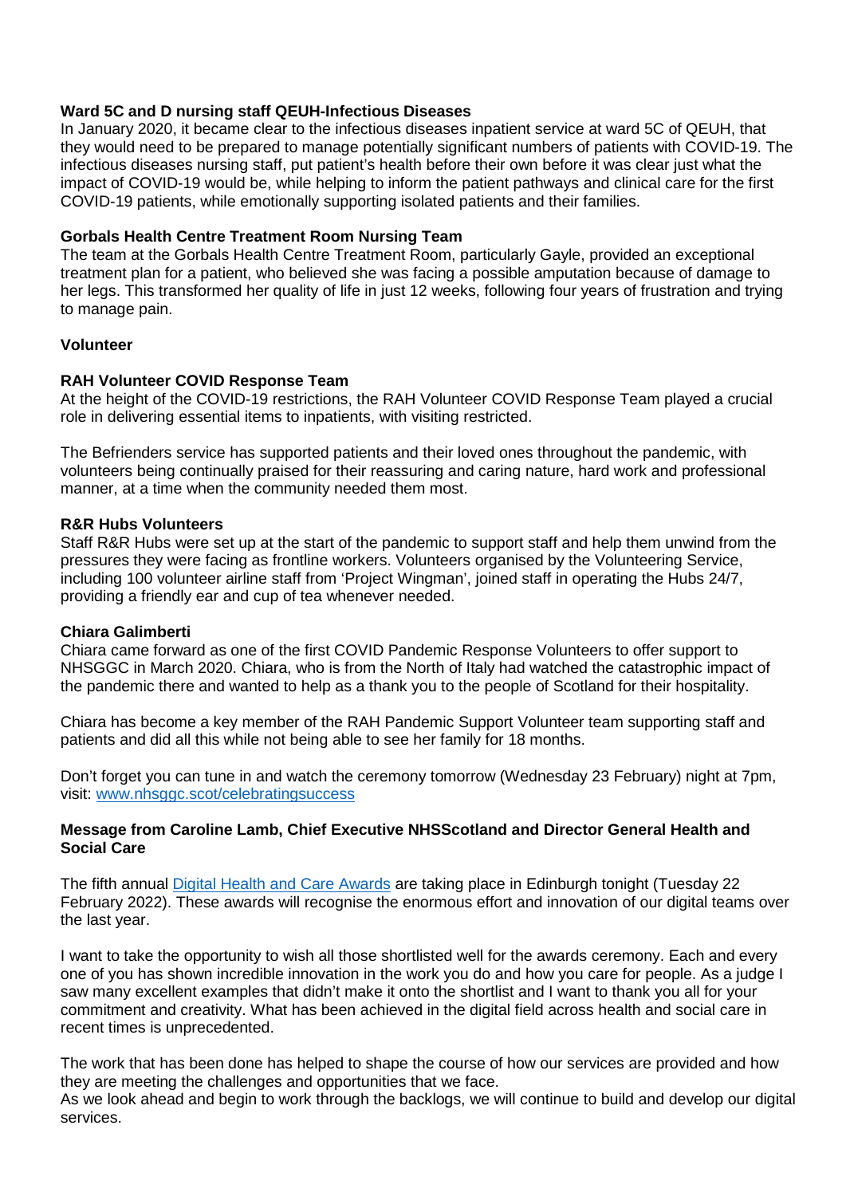**Ward 5C and D nursing staff QEUH-Infectious Diseases**

In January 2020, it became clear to the infectious diseases inpatient service at ward 5C of QEUH, that they would need to be prepared to manage potentially significant numbers of patients with COVID-19. The infectious diseases nursing staff, put patient's health before their own before it was clear just what the impact of COVID-19 would be, while helping to inform the patient pathways and clinical care for the first COVID-19 patients, while emotionally supporting isolated patients and their families.

**Gorbals Health Centre Treatment Room Nursing Team**

The team at the Gorbals Health Centre Treatment Room, particularly Gayle, provided an exceptional treatment plan for a patient, who believed she was facing a possible amputation because of damage to her legs. This transformed her quality of life in just 12 weeks, following four years of frustration and trying to manage pain.

**Volunteer**

**RAH Volunteer COVID Response Team**

At the height of the COVID-19 restrictions, the RAH Volunteer COVID Response Team played a crucial role in delivering essential items to inpatients, with visiting restricted.

The Befrienders service has supported patients and their loved ones throughout the pandemic, with volunteers being continually praised for their reassuring and caring nature, hard work and professional manner, at a time when the community needed them most.

**R&R Hubs Volunteers**

Staff R&R Hubs were set up at the start of the pandemic to support staff and help them unwind from the pressures they were facing as frontline workers. Volunteers organised by the Volunteering Service, including 100 volunteer airline staff from 'Project Wingman', joined staff in operating the Hubs 24/7, providing a friendly ear and cup of tea whenever needed.

**Chiara Galimberti**

Chiara came forward as one of the first COVID Pandemic Response Volunteers to offer support to NHSGGC in March 2020. Chiara, who is from the North of Italy had watched the catastrophic impact of the pandemic there and wanted to help as a thank you to the people of Scotland for their hospitality.

Chiara has become a key member of the RAH Pandemic Support Volunteer team supporting staff and patients and did all this while not being able to see her family for 18 months.

Don't forget you can tune in and watch the ceremony tomorrow (Wednesday 23 February) night at 7pm, visit: [www.nhsggc.scot/celebratingsuccess](www.nhsggc.scot/celebratingsuccess)

**Message from Caroline Lamb, Chief Executive NHSScotland and Director General Health and Social Care**

The fifth annual [Digital Health and Care Awards]() are taking place in Edinburgh tonight (Tuesday 22 February 2022). These awards will recognise the enormous effort and innovation of our digital teams over the last year.

I want to take the opportunity to wish all those shortlisted well for the awards ceremony. Each and every one of you has shown incredible innovation in the work you do and how you care for people. As a judge I saw many excellent examples that didn't make it onto the shortlist and I want to thank you all for your commitment and creativity. What has been achieved in the digital field across health and social care in recent times is unprecedented.

The work that has been done has helped to shape the course of how our services are provided and how they are meeting the challenges and opportunities that we face.
As we look ahead and begin to work through the backlogs, we will continue to build and develop our digital services.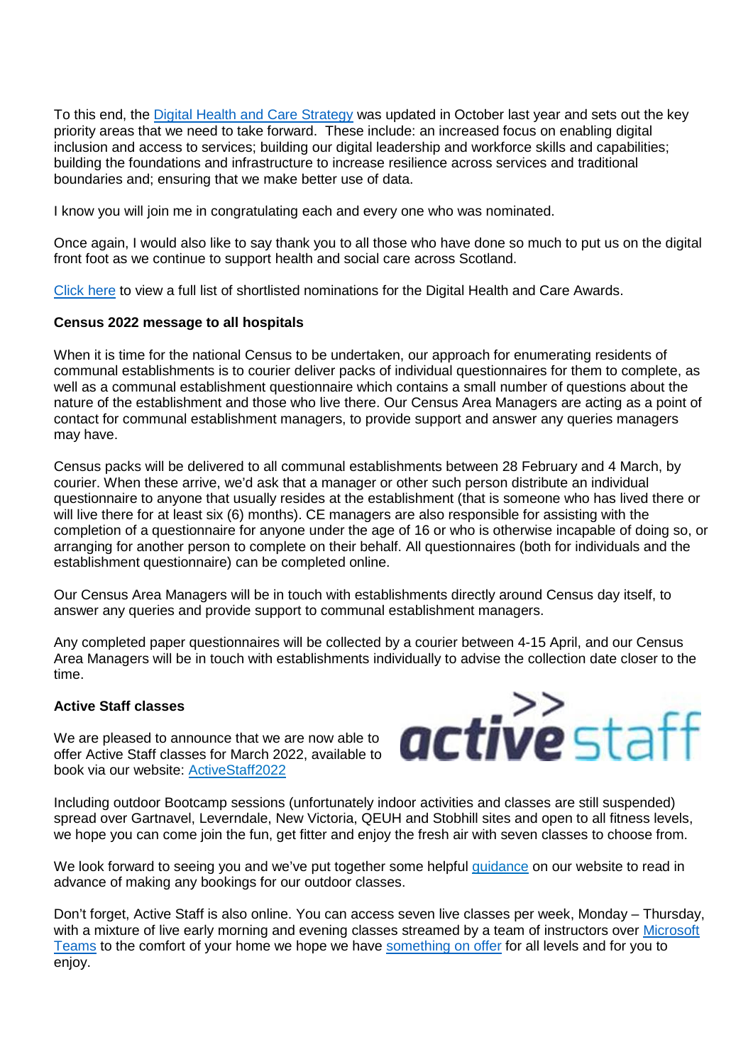To this end, the Digital Health and Care Strategy was updated in October last year and sets out the key priority areas that we need to take forward. These include: an increased focus on enabling digital inclusion and access to services; building our digital leadership and workforce skills and capabilities; building the foundations and infrastructure to increase resilience across services and traditional boundaries and; ensuring that we make better use of data.

I know you will join me in congratulating each and every one who was nominated.

Once again, I would also like to say thank you to all those who have done so much to put us on the digital front foot as we continue to support health and social care across Scotland.

Click here to view a full list of shortlisted nominations for the Digital Health and Care Awards.

**Census 2022 message to all hospitals**

When it is time for the national Census to be undertaken, our approach for enumerating residents of communal establishments is to courier deliver packs of individual questionnaires for them to complete, as well as a communal establishment questionnaire which contains a small number of questions about the nature of the establishment and those who live there. Our Census Area Managers are acting as a point of contact for communal establishment managers, to provide support and answer any queries managers may have.

Census packs will be delivered to all communal establishments between 28 February and 4 March, by courier. When these arrive, we'd ask that a manager or other such person distribute an individual questionnaire to anyone that usually resides at the establishment (that is someone who has lived there or will live there for at least six (6) months). CE managers are also responsible for assisting with the completion of a questionnaire for anyone under the age of 16 or who is otherwise incapable of doing so, or arranging for another person to complete on their behalf. All questionnaires (both for individuals and the establishment questionnaire) can be completed online.

Our Census Area Managers will be in touch with establishments directly around Census day itself, to answer any queries and provide support to communal establishment managers.

Any completed paper questionnaires will be collected by a courier between 4-15 April, and our Census Area Managers will be in touch with establishments individually to advise the collection date closer to the time.

**Active Staff classes**

We are pleased to announce that we are now able to offer Active Staff classes for March 2022, available to book via our website: ActiveStaff2022

Including outdoor Bootcamp sessions (unfortunately indoor activities and classes are still suspended) spread over Gartnavel, Leverndale, New Victoria, QEUH and Stobhill sites and open to all fitness levels, we hope you can come join the fun, get fitter and enjoy the fresh air with seven classes to choose from.

We look forward to seeing you and we've put together some helpful guidance on our website to read in advance of making any bookings for our outdoor classes.

Don't forget, Active Staff is also online. You can access seven live classes per week, Monday – Thursday, with a mixture of live early morning and evening classes streamed by a team of instructors over Microsoft Teams to the comfort of your home we hope we have something on offer for all levels and for you to enjoy.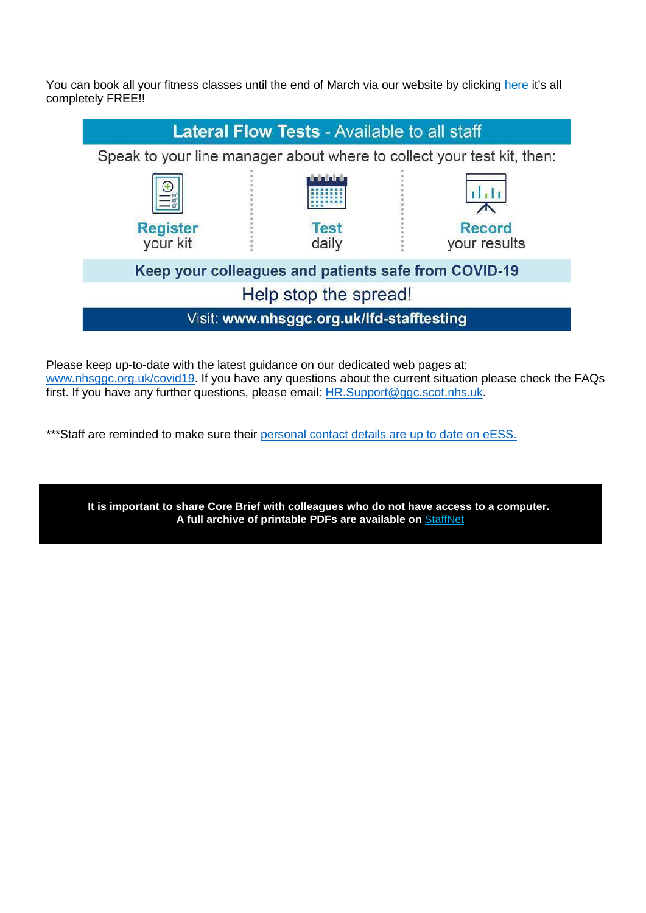You can book all your fitness classes until the end of March via our website by clicking [here](#) it's all completely FREE!!

## Lateral Flow Tests - Available to all staff

Speak to your line manager about where to collect your test kit, then:

**Register** your kit

**Test** daily

**Record** your results

**Keep your colleagues and patients safe from COVID-19**

Help stop the spread!

Visit: **www.nhsggc.org.uk/lfd-stafftesting**

Please keep up-to-date with the latest guidance on our dedicated web pages at: [www.nhsggc.org.uk/covid19](www.nhsggc.org.uk/covid19). If you have any questions about the current situation please check the FAQs first. If you have any further questions, please email: [HR.Support@ggc.scot.nhs.uk](mailto:HR.Support@ggc.scot.nhs.uk).

***Staff are reminded to make sure their [personal contact details are up to date on eESS.](#)

**It is important to share Core Brief with colleagues who do not have access to a computer.**
**A full archive of printable PDFs are available on** [StaffNet](#)